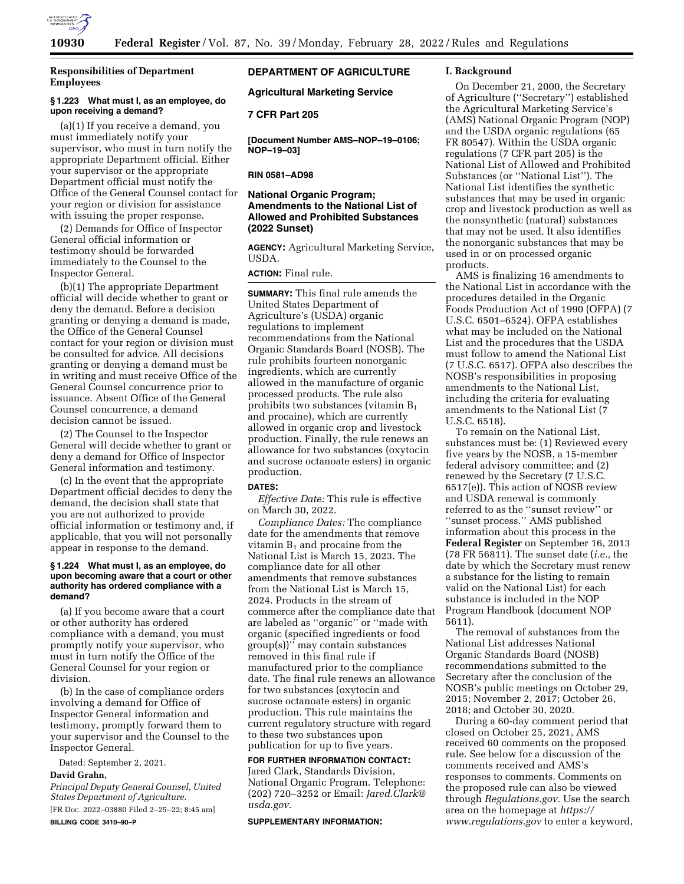## Responsibilities of Department Employees

### § 1.223 What must I, as an employee, do upon receiving a demand?

(a)(1) If you receive a demand, you must immediately notify your supervisor, who must in turn notify the appropriate Department official. Either your supervisor or the appropriate Department official must notify the Office of the General Counsel contact for your region or division for assistance with issuing the proper response.

(2) Demands for Office of Inspector General official information or testimony should be forwarded immediately to the Counsel to the Inspector General.

(b)(1) The appropriate Department official will decide whether to grant or deny the demand. Before a decision granting or denying a demand is made, the Office of the General Counsel contact for your region or division must be consulted for advice. All decisions granting or denying a demand must be in writing and must receive Office of the General Counsel concurrence prior to issuance. Absent Office of the General Counsel concurrence, a demand decision cannot be issued.

(2) The Counsel to the Inspector General will decide whether to grant or deny a demand for Office of Inspector General information and testimony.

(c) In the event that the appropriate Department official decides to deny the demand, the decision shall state that you are not authorized to provide official information or testimony and, if applicable, that you will not personally appear in response to the demand.

### § 1.224 What must I, as an employee, do upon becoming aware that a court or other authority has ordered compliance with a demand?

(a) If you become aware that a court or other authority has ordered compliance with a demand, you must promptly notify your supervisor, who must in turn notify the Office of the General Counsel for your region or division.

(b) In the case of compliance orders involving a demand for Office of Inspector General information and testimony, promptly forward them to your supervisor and the Counsel to the Inspector General.

Dated: September 2, 2021.

**David Grahn,**

*Principal Deputy General Counsel, United States Department of Agriculture.*

[FR Doc. 2022–03880 Filed 2–25–22; 8:45 am]

**BILLING CODE 3410–90–P**

## DEPARTMENT OF AGRICULTURE

### Agricultural Marketing Service

### 7 CFR Part 205

**[Document Number AMS–NOP–19–0106; NOP–19–03]**

**RIN 0581–AD98**

## National Organic Program; Amendments to the National List of Allowed and Prohibited Substances (2022 Sunset)

**AGENCY:** Agricultural Marketing Service, USDA.

**ACTION:** Final rule.

**SUMMARY:** This final rule amends the United States Department of Agriculture's (USDA) organic regulations to implement recommendations from the National Organic Standards Board (NOSB). The rule prohibits fourteen nonorganic ingredients, which are currently allowed in the manufacture of organic processed products. The rule also prohibits two substances (vitamin $B_1$ and procaine), which are currently allowed in organic crop and livestock production. Finally, the rule renews an allowance for two substances (oxytocin and sucrose octanoate esters) in organic production.

**DATES:**

*Effective Date:* This rule is effective on March 30, 2022.

*Compliance Dates:* The compliance date for the amendments that remove vitamin $B_1$ and procaine from the National List is March 15, 2023. The compliance date for all other amendments that remove substances from the National List is March 15, 2024. Products in the stream of commerce after the compliance date that are labeled as ''organic'' or ''made with organic (specified ingredients or food group(s))'' may contain substances removed in this final rule if manufactured prior to the compliance date. The final rule renews an allowance for two substances (oxytocin and sucrose octanoate esters) in organic production. This rule maintains the current regulatory structure with regard to these two substances upon publication for up to five years.

**FOR FURTHER INFORMATION CONTACT:** Jared Clark, Standards Division, National Organic Program. Telephone: (202) 720–3252 or Email: *Jared.Clark@usda.gov.*

**SUPPLEMENTARY INFORMATION:**

## I. Background

On December 21, 2000, the Secretary of Agriculture (''Secretary'') established the Agricultural Marketing Service's (AMS) National Organic Program (NOP) and the USDA organic regulations (65 FR 80547). Within the USDA organic regulations (7 CFR part 205) is the National List of Allowed and Prohibited Substances (or ''National List''). The National List identifies the synthetic substances that may be used in organic crop and livestock production as well as the nonsynthetic (natural) substances that may not be used. It also identifies the nonorganic substances that may be used in or on processed organic products.

AMS is finalizing 16 amendments to the National List in accordance with the procedures detailed in the Organic Foods Production Act of 1990 (OFPA) (7 U.S.C. 6501–6524). OFPA establishes what may be included on the National List and the procedures that the USDA must follow to amend the National List (7 U.S.C. 6517). OFPA also describes the NOSB's responsibilities in proposing amendments to the National List, including the criteria for evaluating amendments to the National List (7 U.S.C. 6518).

To remain on the National List, substances must be: (1) Reviewed every five years by the NOSB, a 15-member federal advisory committee; and (2) renewed by the Secretary (7 U.S.C. 6517(e)). This action of NOSB review and USDA renewal is commonly referred to as the ''sunset review'' or ''sunset process.'' AMS published information about this process in the **Federal Register** on September 16, 2013 (78 FR 56811). The sunset date (*i.e.,* the date by which the Secretary must renew a substance for the listing to remain valid on the National List) for each substance is included in the NOP Program Handbook (document NOP 5611).

The removal of substances from the National List addresses National Organic Standards Board (NOSB) recommendations submitted to the Secretary after the conclusion of the NOSB's public meetings on October 29, 2015; November 2, 2017; October 26, 2018; and October 30, 2020.

During a 60-day comment period that closed on October 25, 2021, AMS received 60 comments on the proposed rule. See below for a discussion of the comments received and AMS's responses to comments. Comments on the proposed rule can also be viewed through *Regulations.gov*. Use the search area on the homepage at *https://www.regulations.gov* to enter a keyword,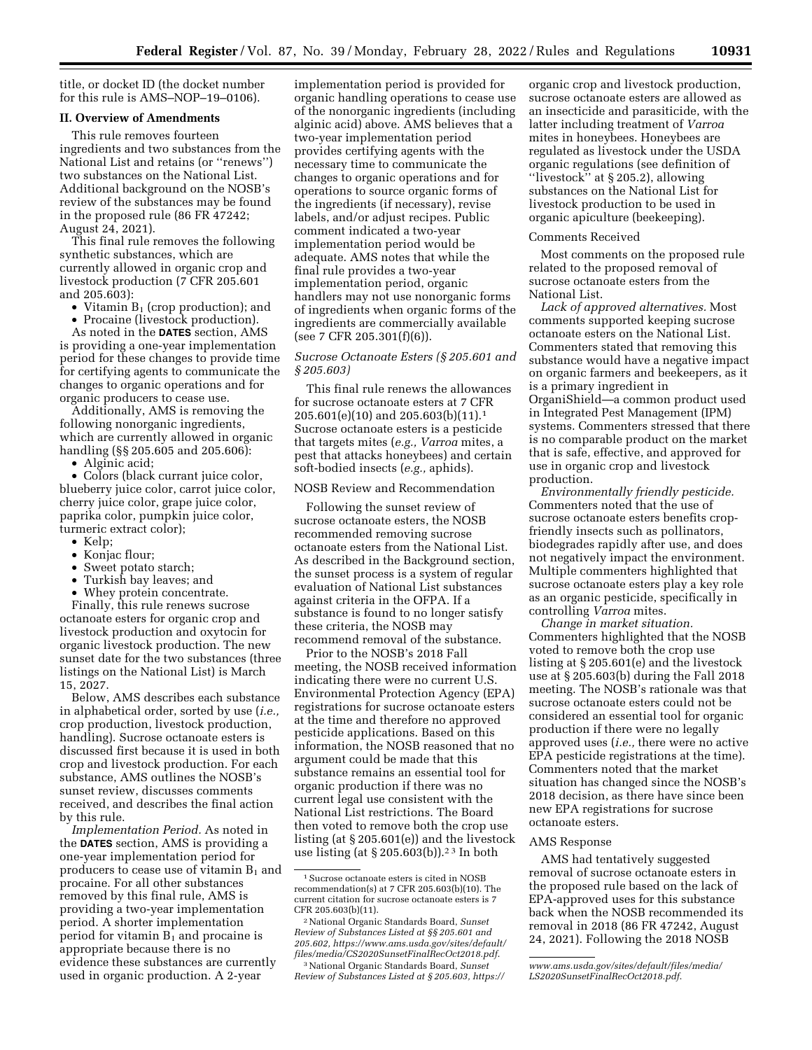title, or docket ID (the docket number for this rule is AMS–NOP–19–0106).

## II. Overview of Amendments

This rule removes fourteen ingredients and two substances from the National List and retains (or ''renews'') two substances on the National List. Additional background on the NOSB's review of the substances may be found in the proposed rule (86 FR 47242; August 24, 2021).

This final rule removes the following synthetic substances, which are currently allowed in organic crop and livestock production (7 CFR 205.601 and 205.603):

- Vitamin $B_1$ (crop production); and
- Procaine (livestock production).

As noted in the **DATES** section, AMS is providing a one-year implementation period for these changes to provide time for certifying agents to communicate the changes to organic operations and for organic producers to cease use.

Additionally, AMS is removing the following nonorganic ingredients, which are currently allowed in organic handling (§§ 205.605 and 205.606):

- Alginic acid;
- Colors (black currant juice color, blueberry juice color, carrot juice color, cherry juice color, grape juice color, paprika color, pumpkin juice color, turmeric extract color);
- Kelp;
- Konjac flour;
- Sweet potato starch;
- Turkish bay leaves; and
- Whey protein concentrate.

Finally, this rule renews sucrose octanoate esters for organic crop and livestock production and oxytocin for organic livestock production. The new sunset date for the two substances (three listings on the National List) is March 15, 2027.

Below, AMS describes each substance in alphabetical order, sorted by use (*i.e.,* crop production, livestock production, handling). Sucrose octanoate esters is discussed first because it is used in both crop and livestock production. For each substance, AMS outlines the NOSB's sunset review, discusses comments received, and describes the final action by this rule.

*Implementation Period.* As noted in the **DATES** section, AMS is providing a one-year implementation period for producers to cease use of vitamin $B_1$ and procaine. For all other substances removed by this final rule, AMS is providing a two-year implementation period. A shorter implementation period for vitamin $B_1$ and procaine is appropriate because there is no evidence these substances are currently used in organic production. A 2-year implementation period is provided for organic handling operations to cease use of the nonorganic ingredients (including alginic acid) above. AMS believes that a two-year implementation period provides certifying agents with the necessary time to communicate the changes to organic operations and for operations to source organic forms of the ingredients (if necessary), revise labels, and/or adjust recipes. Public comment indicated a two-year implementation period would be adequate. AMS notes that while the final rule provides a two-year implementation period, organic handlers may not use nonorganic forms of ingredients when organic forms of the ingredients are commercially available (see 7 CFR 205.301(f)(6)).

### *Sucrose Octanoate Esters (§ 205.601 and § 205.603)*

This final rule renews the allowances for sucrose octanoate esters at 7 CFR 205.601(e)(10) and 205.603(b)(11).[1] Sucrose octanoate esters is a pesticide that targets mites (*e.g., Varroa* mites, a pest that attacks honeybees) and certain soft-bodied insects (*e.g.,* aphids).

#### NOSB Review and Recommendation

Following the sunset review of sucrose octanoate esters, the NOSB recommended removing sucrose octanoate esters from the National List. As described in the Background section, the sunset process is a system of regular evaluation of National List substances against criteria in the OFPA. If a substance is found to no longer satisfy these criteria, the NOSB may recommend removal of the substance.

Prior to the NOSB's 2018 Fall meeting, the NOSB received information indicating there were no current U.S. Environmental Protection Agency (EPA) registrations for sucrose octanoate esters at the time and therefore no approved pesticide applications. Based on this information, the NOSB reasoned that no argument could be made that this substance remains an essential tool for organic production if there was no current legal use consistent with the National List restrictions. The Board then voted to remove both the crop use listing (at § 205.601(e)) and the livestock use listing (at § 205.603(b)).[2,3] In both organic crop and livestock production, sucrose octanoate esters are allowed as an insecticide and parasiticide, with the latter including treatment of *Varroa* mites in honeybees. Honeybees are regulated as livestock under the USDA organic regulations (see definition of ''livestock'' at § 205.2), allowing substances on the National List for livestock production to be used in organic apiculture (beekeeping).

#### Comments Received

Most comments on the proposed rule related to the proposed removal of sucrose octanoate esters from the National List.

*Lack of approved alternatives.* Most comments supported keeping sucrose octanoate esters on the National List. Commenters stated that removing this substance would have a negative impact on organic farmers and beekeepers, as it is a primary ingredient in OrganiShield—a common product used in Integrated Pest Management (IPM) systems. Commenters stressed that there is no comparable product on the market that is safe, effective, and approved for use in organic crop and livestock production.

*Environmentally friendly pesticide.* Commenters noted that the use of sucrose octanoate esters benefits crop-friendly insects such as pollinators, biodegrades rapidly after use, and does not negatively impact the environment. Multiple commenters highlighted that sucrose octanoate esters play a key role as an organic pesticide, specifically in controlling *Varroa* mites.

*Change in market situation.* Commenters highlighted that the NOSB voted to remove both the crop use listing at § 205.601(e) and the livestock use at § 205.603(b) during the Fall 2018 meeting. The NOSB's rationale was that sucrose octanoate esters could not be considered an essential tool for organic production if there were no legally approved uses (*i.e.,* there were no active EPA pesticide registrations at the time). Commenters noted that the market situation has changed since the NOSB's 2018 decision, as there have since been new EPA registrations for sucrose octanoate esters.

#### AMS Response

AMS had tentatively suggested removal of sucrose octanoate esters in the proposed rule based on the lack of EPA-approved uses for this substance back when the NOSB recommended its removal in 2018 (86 FR 47242, August 24, 2021). Following the 2018 NOSB

---

[1] Sucrose octanoate esters is cited in NOSB recommendation(s) at 7 CFR 205.603(b)(10). The current citation for sucrose octanoate esters is 7 CFR 205.603(b)(11).

[2] National Organic Standards Board, *Sunset Review of Substances Listed at §§ 205.601 and 205.602, https://www.ams.usda.gov/sites/default/files/media/CS2020SunsetFinalRecOct2018.pdf.*

[3] National Organic Standards Board, *Sunset Review of Substances Listed at § 205.603, https://www.ams.usda.gov/sites/default/files/media/LS2020SunsetFinalRecOct2018.pdf.*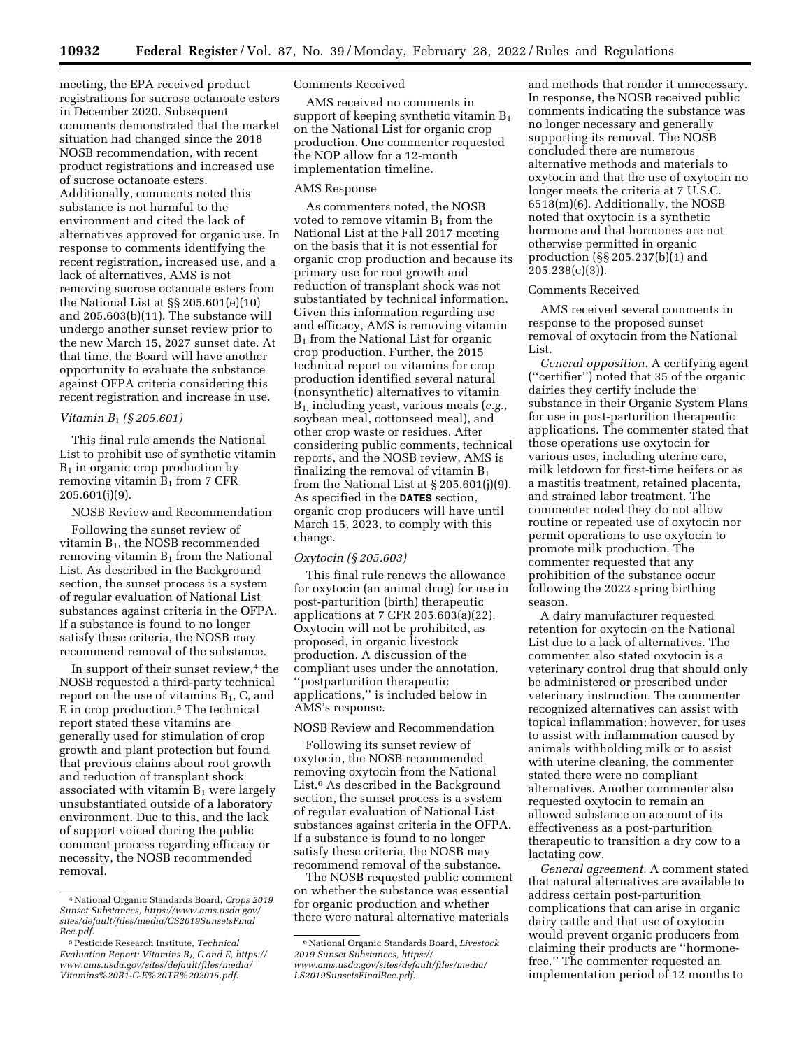meeting, the EPA received product registrations for sucrose octanoate esters in December 2020. Subsequent comments demonstrated that the market situation had changed since the 2018 NOSB recommendation, with recent product registrations and increased use of sucrose octanoate esters. Additionally, comments noted this substance is not harmful to the environment and cited the lack of alternatives approved for organic use. In response to comments identifying the recent registration, increased use, and a lack of alternatives, AMS is not removing sucrose octanoate esters from the National List at §§ 205.601(e)(10) and 205.603(b)(11). The substance will undergo another sunset review prior to the new March 15, 2027 sunset date. At that time, the Board will have another opportunity to evaluate the substance against OFPA criteria considering this recent registration and increase in use.

### *Vitamin $B_1$ (§ 205.601)*

This final rule amends the National List to prohibit use of synthetic vitamin $B_1$ in organic crop production by removing vitamin $B_1$ from 7 CFR 205.601(j)(9).

NOSB Review and Recommendation

Following the sunset review of vitamin $B_1$, the NOSB recommended removing vitamin $B_1$ from the National List. As described in the Background section, the sunset process is a system of regular evaluation of National List substances against criteria in the OFPA. If a substance is found to no longer satisfy these criteria, the NOSB may recommend removal of the substance.

In support of their sunset review,[4] the NOSB requested a third-party technical report on the use of vitamins $B_1$, C, and E in crop production.[5] The technical report stated these vitamins are generally used for stimulation of crop growth and plant protection but found that previous claims about root growth and reduction of transplant shock associated with vitamin $B_1$ were largely unsubstantiated outside of a laboratory environment. Due to this, and the lack of support voiced during the public comment process regarding efficacy or necessity, the NOSB recommended removal.

Comments Received

AMS received no comments in support of keeping synthetic vitamin $B_1$ on the National List for organic crop production. One commenter requested the NOP allow for a 12-month implementation timeline.

AMS Response

As commenters noted, the NOSB voted to remove vitamin $B_1$ from the National List at the Fall 2017 meeting on the basis that it is not essential for organic crop production and because its primary use for root growth and reduction of transplant shock was not substantiated by technical information. Given this information regarding use and efficacy, AMS is removing vitamin $B_1$ from the National List for organic crop production. Further, the 2015 technical report on vitamins for crop production identified several natural (nonsynthetic) alternatives to vitamin $B_1$, including yeast, various meals (*e.g.,* soybean meal, cottonseed meal), and other crop waste or residues. After considering public comments, technical reports, and the NOSB review, AMS is finalizing the removal of vitamin $B_1$ from the National List at § 205.601(j)(9). As specified in the **DATES** section, organic crop producers will have until March 15, 2023, to comply with this change.

### *Oxytocin (§ 205.603)*

This final rule renews the allowance for oxytocin (an animal drug) for use in post-parturition (birth) therapeutic applications at 7 CFR 205.603(a)(22). Oxytocin will not be prohibited, as proposed, in organic livestock production. A discussion of the compliant uses under the annotation, ''postparturition therapeutic applications,'' is included below in AMS's response.

NOSB Review and Recommendation

Following its sunset review of oxytocin, the NOSB recommended removing oxytocin from the National List.[6] As described in the Background section, the sunset process is a system of regular evaluation of National List substances against criteria in the OFPA. If a substance is found to no longer satisfy these criteria, the NOSB may recommend removal of the substance.

The NOSB requested public comment on whether the substance was essential for organic production and whether there were natural alternative materials and methods that render it unnecessary. In response, the NOSB received public comments indicating the substance was no longer necessary and generally supporting its removal. The NOSB concluded there are numerous alternative methods and materials to oxytocin and that the use of oxytocin no longer meets the criteria at 7 U.S.C. 6518(m)(6). Additionally, the NOSB noted that oxytocin is a synthetic hormone and that hormones are not otherwise permitted in organic production (§§ 205.237(b)(1) and 205.238(c)(3)).

Comments Received

AMS received several comments in response to the proposed sunset removal of oxytocin from the National List.

*General opposition.* A certifying agent (''certifier'') noted that 35 of the organic dairies they certify include the substance in their Organic System Plans for use in post-parturition therapeutic applications. The commenter stated that those operations use oxytocin for various uses, including uterine care, milk letdown for first-time heifers or as a mastitis treatment, retained placenta, and strained labor treatment. The commenter noted they do not allow routine or repeated use of oxytocin nor permit operations to use oxytocin to promote milk production. The commenter requested that any prohibition of the substance occur following the 2022 spring birthing season.

A dairy manufacturer requested retention for oxytocin on the National List due to a lack of alternatives. The commenter also stated oxytocin is a veterinary control drug that should only be administered or prescribed under veterinary instruction. The commenter recognized alternatives can assist with topical inflammation; however, for uses to assist with inflammation caused by animals withholding milk or to assist with uterine cleaning, the commenter stated there were no compliant alternatives. Another commenter also requested oxytocin to remain an allowed substance on account of its effectiveness as a post-parturition therapeutic to transition a dry cow to a lactating cow.

*General agreement.* A comment stated that natural alternatives are available to address certain post-parturition complications that can arise in organic dairy cattle and that use of oxytocin would prevent organic producers from claiming their products are ''hormone-free.'' The commenter requested an implementation period of 12 months to

---

[4] National Organic Standards Board, *Crops 2019 Sunset Substances, https://www.ams.usda.gov/sites/default/files/media/CS2019SunsetsFinalRec.pdf.*

[5] Pesticide Research Institute, *Technical Evaluation Report: Vitamins $B_1$, C and E, https://www.ams.usda.gov/sites/default/files/media/Vitamins%20B1-C-E%20TR%202015.pdf.*

[6] National Organic Standards Board, *Livestock 2019 Sunset Substances, https://www.ams.usda.gov/sites/default/files/media/LS2019SunsetsFinalRec.pdf.*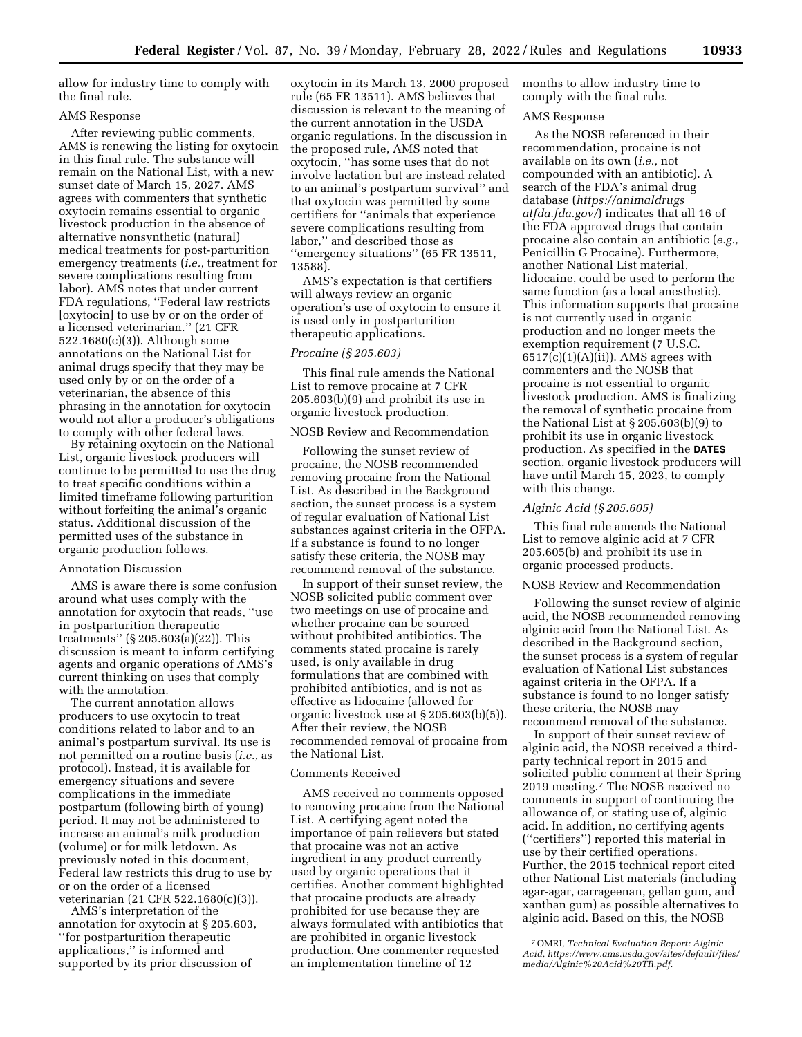allow for industry time to comply with the final rule.

AMS Response

After reviewing public comments, AMS is renewing the listing for oxytocin in this final rule. The substance will remain on the National List, with a new sunset date of March 15, 2027. AMS agrees with commenters that synthetic oxytocin remains essential to organic livestock production in the absence of alternative nonsynthetic (natural) medical treatments for post-parturition emergency treatments (*i.e.,* treatment for severe complications resulting from labor). AMS notes that under current FDA regulations, ''Federal law restricts [oxytocin] to use by or on the order of a licensed veterinarian.'' (21 CFR 522.1680(c)(3)). Although some annotations on the National List for animal drugs specify that they may be used only by or on the order of a veterinarian, the absence of this phrasing in the annotation for oxytocin would not alter a producer's obligations to comply with other federal laws.

By retaining oxytocin on the National List, organic livestock producers will continue to be permitted to use the drug to treat specific conditions within a limited timeframe following parturition without forfeiting the animal's organic status. Additional discussion of the permitted uses of the substance in organic production follows.

Annotation Discussion

AMS is aware there is some confusion around what uses comply with the annotation for oxytocin that reads, ''use in postparturition therapeutic treatments'' (§ 205.603(a)(22)). This discussion is meant to inform certifying agents and organic operations of AMS's current thinking on uses that comply with the annotation.

The current annotation allows producers to use oxytocin to treat conditions related to labor and to an animal's postpartum survival. Its use is not permitted on a routine basis (*i.e.,* as protocol). Instead, it is available for emergency situations and severe complications in the immediate postpartum (following birth of young) period. It may not be administered to increase an animal's milk production (volume) or for milk letdown. As previously noted in this document, Federal law restricts this drug to use by or on the order of a licensed veterinarian (21 CFR 522.1680(c)(3)).

AMS's interpretation of the annotation for oxytocin at § 205.603, ''for postparturition therapeutic applications,'' is informed and supported by its prior discussion of oxytocin in its March 13, 2000 proposed rule (65 FR 13511). AMS believes that discussion is relevant to the meaning of the current annotation in the USDA organic regulations. In the discussion in the proposed rule, AMS noted that oxytocin, ''has some uses that do not involve lactation but are instead related to an animal's postpartum survival'' and that oxytocin was permitted by some certifiers for ''animals that experience severe complications resulting from labor,'' and described those as ''emergency situations'' (65 FR 13511, 13588).

AMS's expectation is that certifiers will always review an organic operation's use of oxytocin to ensure it is used only in postparturition therapeutic applications.

*Procaine (§ 205.603)*

This final rule amends the National List to remove procaine at 7 CFR 205.603(b)(9) and prohibit its use in organic livestock production.

NOSB Review and Recommendation

Following the sunset review of procaine, the NOSB recommended removing procaine from the National List. As described in the Background section, the sunset process is a system of regular evaluation of National List substances against criteria in the OFPA. If a substance is found to no longer satisfy these criteria, the NOSB may recommend removal of the substance.

In support of their sunset review, the NOSB solicited public comment over two meetings on use of procaine and whether procaine can be sourced without prohibited antibiotics. The comments stated procaine is rarely used, is only available in drug formulations that are combined with prohibited antibiotics, and is not as effective as lidocaine (allowed for organic livestock use at § 205.603(b)(5)). After their review, the NOSB recommended removal of procaine from the National List.

Comments Received

AMS received no comments opposed to removing procaine from the National List. A certifying agent noted the importance of pain relievers but stated that procaine was not an active ingredient in any product currently used by organic operations that it certifies. Another comment highlighted that procaine products are already prohibited for use because they are always formulated with antibiotics that are prohibited in organic livestock production. One commenter requested an implementation timeline of 12 months to allow industry time to comply with the final rule.

AMS Response

As the NOSB referenced in their recommendation, procaine is not available on its own (*i.e.,* not compounded with an antibiotic). A search of the FDA's animal drug database (*https://animaldrugs atfda.fda.gov/*) indicates that all 16 of the FDA approved drugs that contain procaine also contain an antibiotic (*e.g.,* Penicillin G Procaine). Furthermore, another National List material, lidocaine, could be used to perform the same function (as a local anesthetic). This information supports that procaine is not currently used in organic production and no longer meets the exemption requirement (7 U.S.C. 6517(c)(1)(A)(ii)). AMS agrees with commenters and the NOSB that procaine is not essential to organic livestock production. AMS is finalizing the removal of synthetic procaine from the National List at § 205.603(b)(9) to prohibit its use in organic livestock production. As specified in the **DATES** section, organic livestock producers will have until March 15, 2023, to comply with this change.

*Alginic Acid (§ 205.605)*

This final rule amends the National List to remove alginic acid at 7 CFR 205.605(b) and prohibit its use in organic processed products.

NOSB Review and Recommendation

Following the sunset review of alginic acid, the NOSB recommended removing alginic acid from the National List. As described in the Background section, the sunset process is a system of regular evaluation of National List substances against criteria in the OFPA. If a substance is found to no longer satisfy these criteria, the NOSB may recommend removal of the substance.

In support of their sunset review of alginic acid, the NOSB received a third-party technical report in 2015 and solicited public comment at their Spring 2019 meeting.[7] The NOSB received no comments in support of continuing the allowance of, or stating use of, alginic acid. In addition, no certifying agents (''certifiers'') reported this material in use by their certified operations. Further, the 2015 technical report cited other National List materials (including agar-agar, carrageenan, gellan gum, and xanthan gum) as possible alternatives to alginic acid. Based on this, the NOSB

[7] OMRI, *Technical Evaluation Report: Alginic Acid, https://www.ams.usda.gov/sites/default/files/media/Alginic%20Acid%20TR.pdf.*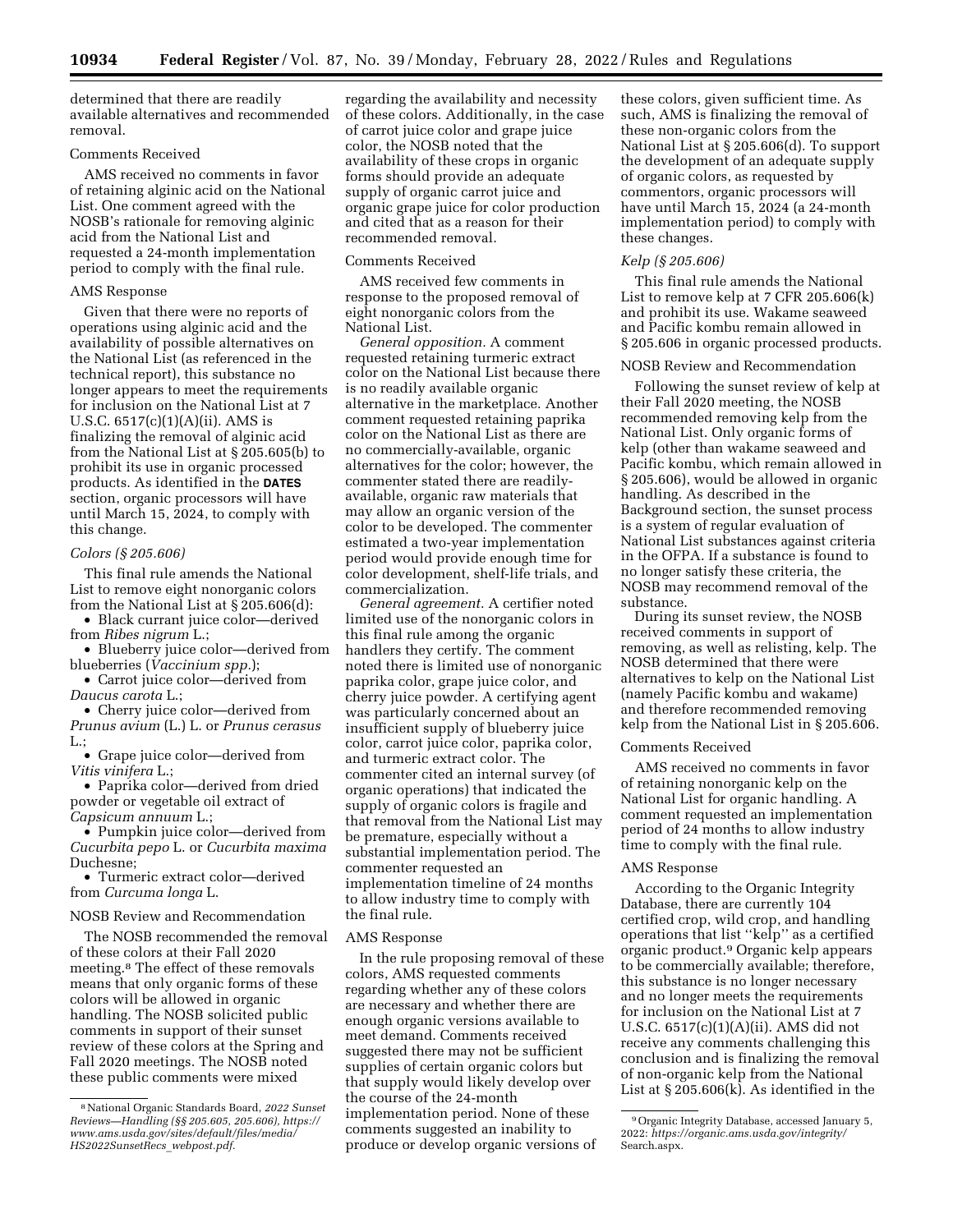determined that there are readily available alternatives and recommended removal.

### Comments Received

AMS received no comments in favor of retaining alginic acid on the National List. One comment agreed with the NOSB's rationale for removing alginic acid from the National List and requested a 24-month implementation period to comply with the final rule.

### AMS Response

Given that there were no reports of operations using alginic acid and the availability of possible alternatives on the National List (as referenced in the technical report), this substance no longer appears to meet the requirements for inclusion on the National List at 7 U.S.C. 6517(c)(1)(A)(ii). AMS is finalizing the removal of alginic acid from the National List at § 205.605(b) to prohibit its use in organic processed products. As identified in the **DATES** section, organic processors will have until March 15, 2024, to comply with this change.

### *Colors (§ 205.606)*

This final rule amends the National List to remove eight nonorganic colors from the National List at § 205.606(d):

- Black currant juice color—derived from *Ribes nigrum* L.;
- Blueberry juice color—derived from blueberries (*Vaccinium spp.*);
- Carrot juice color—derived from *Daucus carota* L.;
- Cherry juice color—derived from *Prunus avium* (L.) L. or *Prunus cerasus* L.;
- Grape juice color—derived from *Vitis vinifera* L.;
- Paprika color—derived from dried powder or vegetable oil extract of *Capsicum annuum* L.;
- Pumpkin juice color—derived from *Cucurbita pepo* L. or *Cucurbita maxima* Duchesne;
- Turmeric extract color—derived from *Curcuma longa* L.

### NOSB Review and Recommendation

The NOSB recommended the removal of these colors at their Fall 2020 meeting.[8] The effect of these removals means that only organic forms of these colors will be allowed in organic handling. The NOSB solicited public comments in support of their sunset review of these colors at the Spring and Fall 2020 meetings. The NOSB noted these public comments were mixed regarding the availability and necessity of these colors. Additionally, in the case of carrot juice color and grape juice color, the NOSB noted that the availability of these crops in organic forms should provide an adequate supply of organic carrot juice and organic grape juice for color production and cited that as a reason for their recommended removal.

### Comments Received

AMS received few comments in response to the proposed removal of eight nonorganic colors from the National List.

*General opposition.* A comment requested retaining turmeric extract color on the National List because there is no readily available organic alternative in the marketplace. Another comment requested retaining paprika color on the National List as there are no commercially-available, organic alternatives for the color; however, the commenter stated there are readily-available, organic raw materials that may allow an organic version of the color to be developed. The commenter estimated a two-year implementation period would provide enough time for color development, shelf-life trials, and commercialization.

*General agreement.* A certifier noted limited use of the nonorganic colors in this final rule among the organic handlers they certify. The comment noted there is limited use of nonorganic paprika color, grape juice color, and cherry juice powder. A certifying agent was particularly concerned about an insufficient supply of blueberry juice color, carrot juice color, paprika color, and turmeric extract color. The commenter cited an internal survey (of organic operations) that indicated the supply of organic colors is fragile and that removal from the National List may be premature, especially without a substantial implementation period. The commenter requested an implementation timeline of 24 months to allow industry time to comply with the final rule.

### AMS Response

In the rule proposing removal of these colors, AMS requested comments regarding whether any of these colors are necessary and whether there are enough organic versions available to meet demand. Comments received suggested there may not be sufficient supplies of certain organic colors but that supply would likely develop over the course of the 24-month implementation period. None of these comments suggested an inability to produce or develop organic versions of these colors, given sufficient time. As such, AMS is finalizing the removal of these non-organic colors from the National List at § 205.606(d). To support the development of an adequate supply of organic colors, as requested by commentors, organic processors will have until March 15, 2024 (a 24-month implementation period) to comply with these changes.

### *Kelp (§ 205.606)*

This final rule amends the National List to remove kelp at 7 CFR 205.606(k) and prohibit its use. Wakame seaweed and Pacific kombu remain allowed in § 205.606 in organic processed products.

### NOSB Review and Recommendation

Following the sunset review of kelp at their Fall 2020 meeting, the NOSB recommended removing kelp from the National List. Only organic forms of kelp (other than wakame seaweed and Pacific kombu, which remain allowed in § 205.606), would be allowed in organic handling. As described in the Background section, the sunset process is a system of regular evaluation of National List substances against criteria in the OFPA. If a substance is found to no longer satisfy these criteria, the NOSB may recommend removal of the substance.

During its sunset review, the NOSB received comments in support of removing, as well as relisting, kelp. The NOSB determined that there were alternatives to kelp on the National List (namely Pacific kombu and wakame) and therefore recommended removing kelp from the National List in § 205.606.

### Comments Received

AMS received no comments in favor of retaining nonorganic kelp on the National List for organic handling. A comment requested an implementation period of 24 months to allow industry time to comply with the final rule.

### AMS Response

According to the Organic Integrity Database, there are currently 104 certified crop, wild crop, and handling operations that list "kelp" as a certified organic product.[9] Organic kelp appears to be commercially available; therefore, this substance is no longer necessary and no longer meets the requirements for inclusion on the National List at 7 U.S.C. 6517(c)(1)(A)(ii). AMS did not receive any comments challenging this conclusion and is finalizing the removal of non-organic kelp from the National List at § 205.606(k). As identified in the

---

[8] National Organic Standards Board, *2022 Sunset Reviews—Handling (§§ 205.605, 205.606), https://www.ams.usda.gov/sites/default/files/media/HS2022SunsetRecs_webpost.pdf.*

[9] Organic Integrity Database, accessed January 5, 2022: *https://organic.ams.usda.gov/integrity/Search.aspx.*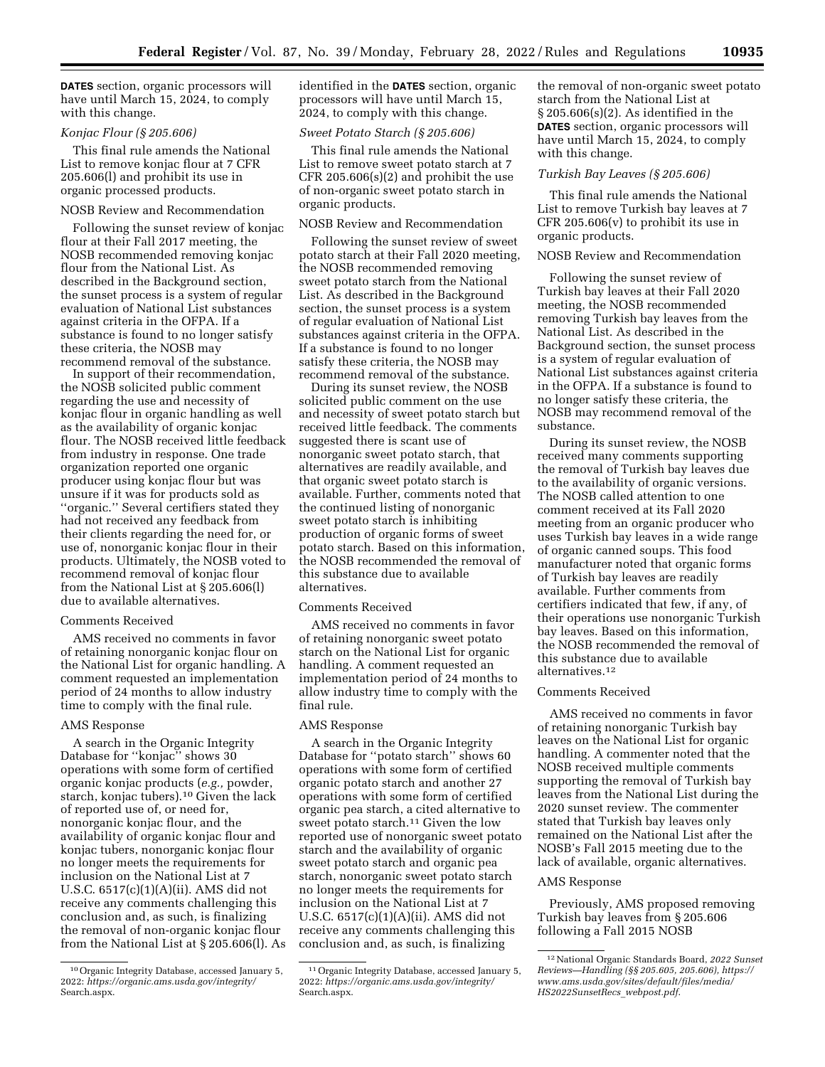**DATES** section, organic processors will have until March 15, 2024, to comply with this change.

### *Konjac Flour (§ 205.606)*

This final rule amends the National List to remove konjac flour at 7 CFR 205.606(l) and prohibit its use in organic processed products.

#### NOSB Review and Recommendation

Following the sunset review of konjac flour at their Fall 2017 meeting, the NOSB recommended removing konjac flour from the National List. As described in the Background section, the sunset process is a system of regular evaluation of National List substances against criteria in the OFPA. If a substance is found to no longer satisfy these criteria, the NOSB may recommend removal of the substance.

In support of their recommendation, the NOSB solicited public comment regarding the use and necessity of konjac flour in organic handling as well as the availability of organic konjac flour. The NOSB received little feedback from industry in response. One trade organization reported one organic producer using konjac flour but was unsure if it was for products sold as "organic." Several certifiers stated they had not received any feedback from their clients regarding the need for, or use of, nonorganic konjac flour in their products. Ultimately, the NOSB voted to recommend removal of konjac flour from the National List at § 205.606(l) due to available alternatives.

#### Comments Received

AMS received no comments in favor of retaining nonorganic konjac flour on the National List for organic handling. A comment requested an implementation period of 24 months to allow industry time to comply with the final rule.

#### AMS Response

A search in the Organic Integrity Database for "konjac" shows 30 operations with some form of certified organic konjac products (*e.g.,* powder, starch, konjac tubers).[10] Given the lack of reported use of, or need for, nonorganic konjac flour, and the availability of organic konjac flour and konjac tubers, nonorganic konjac flour no longer meets the requirements for inclusion on the National List at 7 U.S.C. 6517(c)(1)(A)(ii). AMS did not receive any comments challenging this conclusion and, as such, is finalizing the removal of non-organic konjac flour from the National List at § 205.606(l). As identified in the **DATES** section, organic processors will have until March 15, 2024, to comply with this change.

### *Sweet Potato Starch (§ 205.606)*

This final rule amends the National List to remove sweet potato starch at 7 CFR 205.606(s)(2) and prohibit the use of non-organic sweet potato starch in organic products.

#### NOSB Review and Recommendation

Following the sunset review of sweet potato starch at their Fall 2020 meeting, the NOSB recommended removing sweet potato starch from the National List. As described in the Background section, the sunset process is a system of regular evaluation of National List substances against criteria in the OFPA. If a substance is found to no longer satisfy these criteria, the NOSB may recommend removal of the substance.

During its sunset review, the NOSB solicited public comment on the use and necessity of sweet potato starch but received little feedback. The comments suggested there is scant use of nonorganic sweet potato starch, that alternatives are readily available, and that organic sweet potato starch is available. Further, comments noted that the continued listing of nonorganic sweet potato starch is inhibiting production of organic forms of sweet potato starch. Based on this information, the NOSB recommended the removal of this substance due to available alternatives.

#### Comments Received

AMS received no comments in favor of retaining nonorganic sweet potato starch on the National List for organic handling. A comment requested an implementation period of 24 months to allow industry time to comply with the final rule.

#### AMS Response

A search in the Organic Integrity Database for "potato starch" shows 60 operations with some form of certified organic potato starch and another 27 operations with some form of certified organic pea starch, a cited alternative to sweet potato starch.[11] Given the low reported use of nonorganic sweet potato starch and the availability of organic sweet potato starch and organic pea starch, nonorganic sweet potato starch no longer meets the requirements for inclusion on the National List at 7 U.S.C. 6517(c)(1)(A)(ii). AMS did not receive any comments challenging this conclusion and, as such, is finalizing the removal of non-organic sweet potato starch from the National List at § 205.606(s)(2). As identified in the **DATES** section, organic processors will have until March 15, 2024, to comply with this change.

### *Turkish Bay Leaves (§ 205.606)*

This final rule amends the National List to remove Turkish bay leaves at 7 CFR 205.606(v) to prohibit its use in organic products.

#### NOSB Review and Recommendation

Following the sunset review of Turkish bay leaves at their Fall 2020 meeting, the NOSB recommended removing Turkish bay leaves from the National List. As described in the Background section, the sunset process is a system of regular evaluation of National List substances against criteria in the OFPA. If a substance is found to no longer satisfy these criteria, the NOSB may recommend removal of the substance.

During its sunset review, the NOSB received many comments supporting the removal of Turkish bay leaves due to the availability of organic versions. The NOSB called attention to one comment received at its Fall 2020 meeting from an organic producer who uses Turkish bay leaves in a wide range of organic canned soups. This food manufacturer noted that organic forms of Turkish bay leaves are readily available. Further comments from certifiers indicated that few, if any, of their operations use nonorganic Turkish bay leaves. Based on this information, the NOSB recommended the removal of this substance due to available alternatives.[12]

#### Comments Received

AMS received no comments in favor of retaining nonorganic Turkish bay leaves on the National List for organic handling. A commenter noted that the NOSB received multiple comments supporting the removal of Turkish bay leaves from the National List during the 2020 sunset review. The commenter stated that Turkish bay leaves only remained on the National List after the NOSB's Fall 2015 meeting due to the lack of available, organic alternatives.

#### AMS Response

Previously, AMS proposed removing Turkish bay leaves from § 205.606 following a Fall 2015 NOSB

---

[10] Organic Integrity Database, accessed January 5, 2022: *https://organic.ams.usda.gov/integrity/Search.aspx.*

[11] Organic Integrity Database, accessed January 5, 2022: *https://organic.ams.usda.gov/integrity/Search.aspx.*

[12] National Organic Standards Board, *2022 Sunset Reviews—Handling (§§ 205.605, 205.606), https://www.ams.usda.gov/sites/default/files/media/HS2022SunsetRecs_webpost.pdf.*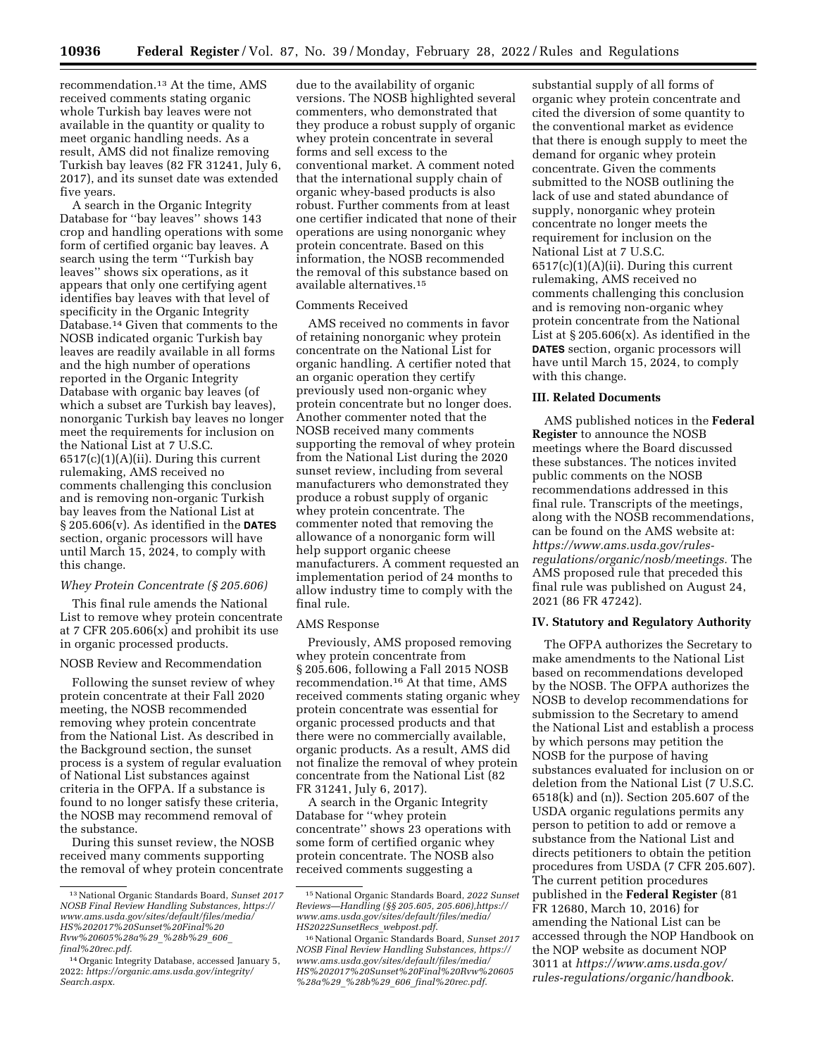recommendation.[13] At the time, AMS received comments stating organic whole Turkish bay leaves were not available in the quantity or quality to meet organic handling needs. As a result, AMS did not finalize removing Turkish bay leaves (82 FR 31241, July 6, 2017), and its sunset date was extended five years.

A search in the Organic Integrity Database for ''bay leaves'' shows 143 crop and handling operations with some form of certified organic bay leaves. A search using the term ''Turkish bay leaves'' shows six operations, as it appears that only one certifying agent identifies bay leaves with that level of specificity in the Organic Integrity Database.[14] Given that comments to the NOSB indicated organic Turkish bay leaves are readily available in all forms and the high number of operations reported in the Organic Integrity Database with organic bay leaves (of which a subset are Turkish bay leaves), nonorganic Turkish bay leaves no longer meet the requirements for inclusion on the National List at 7 U.S.C. 6517(c)(1)(A)(ii). During this current rulemaking, AMS received no comments challenging this conclusion and is removing non-organic Turkish bay leaves from the National List at § 205.606(v). As identified in the **DATES** section, organic processors will have until March 15, 2024, to comply with this change.

### *Whey Protein Concentrate (§ 205.606)*

This final rule amends the National List to remove whey protein concentrate at 7 CFR 205.606(x) and prohibit its use in organic processed products.

#### NOSB Review and Recommendation

Following the sunset review of whey protein concentrate at their Fall 2020 meeting, the NOSB recommended removing whey protein concentrate from the National List. As described in the Background section, the sunset process is a system of regular evaluation of National List substances against criteria in the OFPA. If a substance is found to no longer satisfy these criteria, the NOSB may recommend removal of the substance.

During this sunset review, the NOSB received many comments supporting the removal of whey protein concentrate due to the availability of organic versions. The NOSB highlighted several commenters, who demonstrated that they produce a robust supply of organic whey protein concentrate in several forms and sell excess to the conventional market. A comment noted that the international supply chain of organic whey-based products is also robust. Further comments from at least one certifier indicated that none of their operations are using nonorganic whey protein concentrate. Based on this information, the NOSB recommended the removal of this substance based on available alternatives.[15]

#### Comments Received

AMS received no comments in favor of retaining nonorganic whey protein concentrate on the National List for organic handling. A certifier noted that an organic operation they certify previously used non-organic whey protein concentrate but no longer does. Another commenter noted that the NOSB received many comments supporting the removal of whey protein from the National List during the 2020 sunset review, including from several manufacturers who demonstrated they produce a robust supply of organic whey protein concentrate. The commenter noted that removing the allowance of a nonorganic form will help support organic cheese manufacturers. A comment requested an implementation period of 24 months to allow industry time to comply with the final rule.

#### AMS Response

Previously, AMS proposed removing whey protein concentrate from § 205.606, following a Fall 2015 NOSB recommendation.[16] At that time, AMS received comments stating organic whey protein concentrate was essential for organic processed products and that there were no commercially available, organic products. As a result, AMS did not finalize the removal of whey protein concentrate from the National List (82 FR 31241, July 6, 2017).

A search in the Organic Integrity Database for ''whey protein concentrate'' shows 23 operations with some form of certified organic whey protein concentrate. The NOSB also received comments suggesting a substantial supply of all forms of organic whey protein concentrate and cited the diversion of some quantity to the conventional market as evidence that there is enough supply to meet the demand for organic whey protein concentrate. Given the comments submitted to the NOSB outlining the lack of use and stated abundance of supply, nonorganic whey protein concentrate no longer meets the requirement for inclusion on the National List at 7 U.S.C. 6517(c)(1)(A)(ii). During this current rulemaking, AMS received no comments challenging this conclusion and is removing non-organic whey protein concentrate from the National List at § 205.606(x). As identified in the **DATES** section, organic processors will have until March 15, 2024, to comply with this change.

## III. Related Documents

AMS published notices in the **Federal Register** to announce the NOSB meetings where the Board discussed these substances. The notices invited public comments on the NOSB recommendations addressed in this final rule. Transcripts of the meetings, along with the NOSB recommendations, can be found on the AMS website at: *https://www.ams.usda.gov/rules-regulations/organic/nosb/meetings*. The AMS proposed rule that preceded this final rule was published on August 24, 2021 (86 FR 47242).

## IV. Statutory and Regulatory Authority

The OFPA authorizes the Secretary to make amendments to the National List based on recommendations developed by the NOSB. The OFPA authorizes the NOSB to develop recommendations for submission to the Secretary to amend the National List and establish a process by which persons may petition the NOSB for the purpose of having substances evaluated for inclusion on or deletion from the National List (7 U.S.C. 6518(k) and (n)). Section 205.607 of the USDA organic regulations permits any person to petition to add or remove a substance from the National List and directs petitioners to obtain the petition procedures from USDA (7 CFR 205.607). The current petition procedures published in the **Federal Register** (81 FR 12680, March 10, 2016) for amending the National List can be accessed through the NOP Handbook on the NOP website as document NOP 3011 at *https://www.ams.usda.gov/rules-regulations/organic/handbook*.

---

[13] National Organic Standards Board, *Sunset 2017 NOSB Final Review Handling Substances, https://www.ams.usda.gov/sites/default/files/media/HS%202017%20Sunset%20Final%20Rvw%20605%28a%29_%28b%29_606_final%20rec.pdf*.

[14] Organic Integrity Database, accessed January 5, 2022: *https://organic.ams.usda.gov/integrity/Search.aspx*.

[15] National Organic Standards Board, *2022 Sunset Reviews—Handling (§§ 205.605, 205.606),https://www.ams.usda.gov/sites/default/files/media/HS2022SunsetRecs_webpost.pdf*.

[16] National Organic Standards Board, *Sunset 2017 NOSB Final Review Handling Substances, https://www.ams.usda.gov/sites/default/files/media/HS%202017%20Sunset%20Final%20Rvw%20605%28a%29_%28b%29_606_final%20rec.pdf*.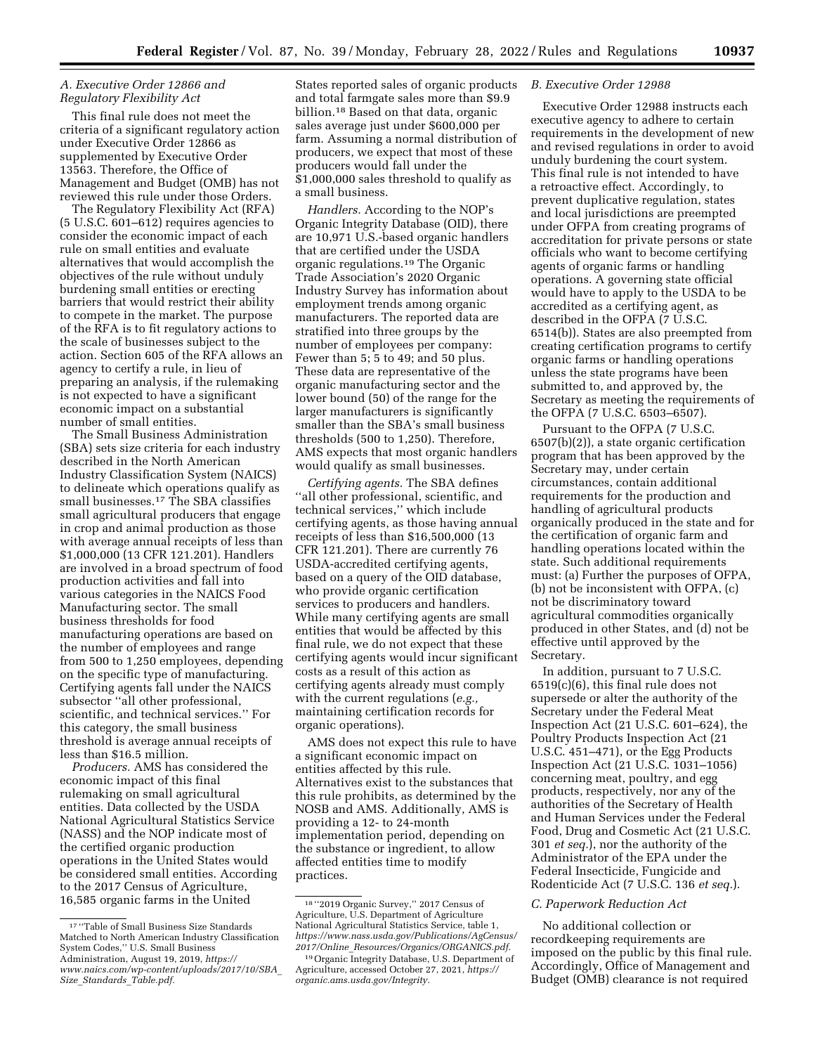### A. Executive Order 12866 and Regulatory Flexibility Act

This final rule does not meet the criteria of a significant regulatory action under Executive Order 12866 as supplemented by Executive Order 13563. Therefore, the Office of Management and Budget (OMB) has not reviewed this rule under those Orders.

The Regulatory Flexibility Act (RFA) (5 U.S.C. 601–612) requires agencies to consider the economic impact of each rule on small entities and evaluate alternatives that would accomplish the objectives of the rule without unduly burdening small entities or erecting barriers that would restrict their ability to compete in the market. The purpose of the RFA is to fit regulatory actions to the scale of businesses subject to the action. Section 605 of the RFA allows an agency to certify a rule, in lieu of preparing an analysis, if the rulemaking is not expected to have a significant economic impact on a substantial number of small entities.

The Small Business Administration (SBA) sets size criteria for each industry described in the North American Industry Classification System (NAICS) to delineate which operations qualify as small businesses.[17] The SBA classifies small agricultural producers that engage in crop and animal production as those with average annual receipts of less than $1,000,000 (13 CFR 121.201). Handlers are involved in a broad spectrum of food production activities and fall into various categories in the NAICS Food Manufacturing sector. The small business thresholds for food manufacturing operations are based on the number of employees and range from 500 to 1,250 employees, depending on the specific type of manufacturing. Certifying agents fall under the NAICS subsector "all other professional, scientific, and technical services." For this category, the small business threshold is average annual receipts of less than $16.5 million.

*Producers.* AMS has considered the economic impact of this final rulemaking on small agricultural entities. Data collected by the USDA National Agricultural Statistics Service (NASS) and the NOP indicate most of the certified organic production operations in the United States would be considered small entities. According to the 2017 Census of Agriculture, 16,585 organic farms in the United States reported sales of organic products and total farmgate sales more than $9.9 billion.[18] Based on that data, organic sales average just under $600,000 per farm. Assuming a normal distribution of producers, we expect that most of these producers would fall under the $1,000,000 sales threshold to qualify as a small business.

*Handlers.* According to the NOP's Organic Integrity Database (OID), there are 10,971 U.S.-based organic handlers that are certified under the USDA organic regulations.[19] The Organic Trade Association's 2020 Organic Industry Survey has information about employment trends among organic manufacturers. The reported data are stratified into three groups by the number of employees per company: Fewer than 5; 5 to 49; and 50 plus. These data are representative of the organic manufacturing sector and the lower bound (50) of the range for the larger manufacturers is significantly smaller than the SBA's small business thresholds (500 to 1,250). Therefore, AMS expects that most organic handlers would qualify as small businesses.

*Certifying agents.* The SBA defines "all other professional, scientific, and technical services," which include certifying agents, as those having annual receipts of less than $16,500,000 (13 CFR 121.201). There are currently 76 USDA-accredited certifying agents, based on a query of the OID database, who provide organic certification services to producers and handlers. While many certifying agents are small entities that would be affected by this final rule, we do not expect that these certifying agents would incur significant costs as a result of this action as certifying agents already must comply with the current regulations (*e.g.,* maintaining certification records for organic operations).

AMS does not expect this rule to have a significant economic impact on entities affected by this rule. Alternatives exist to the substances that this rule prohibits, as determined by the NOSB and AMS. Additionally, AMS is providing a 12- to 24-month implementation period, depending on the substance or ingredient, to allow affected entities time to modify practices.

### B. Executive Order 12988

Executive Order 12988 instructs each executive agency to adhere to certain requirements in the development of new and revised regulations in order to avoid unduly burdening the court system. This final rule is not intended to have a retroactive effect. Accordingly, to prevent duplicative regulation, states and local jurisdictions are preempted under OFPA from creating programs of accreditation for private persons or state officials who want to become certifying agents of organic farms or handling operations. A governing state official would have to apply to the USDA to be accredited as a certifying agent, as described in the OFPA (7 U.S.C. 6514(b)). States are also preempted from creating certification programs to certify organic farms or handling operations unless the state programs have been submitted to, and approved by, the Secretary as meeting the requirements of the OFPA (7 U.S.C. 6503–6507).

Pursuant to the OFPA (7 U.S.C. 6507(b)(2)), a state organic certification program that has been approved by the Secretary may, under certain circumstances, contain additional requirements for the production and handling of agricultural products organically produced in the state and for the certification of organic farm and handling operations located within the state. Such additional requirements must: (a) Further the purposes of OFPA, (b) not be inconsistent with OFPA, (c) not be discriminatory toward agricultural commodities organically produced in other States, and (d) not be effective until approved by the Secretary.

In addition, pursuant to 7 U.S.C. 6519(c)(6), this final rule does not supersede or alter the authority of the Secretary under the Federal Meat Inspection Act (21 U.S.C. 601–624), the Poultry Products Inspection Act (21 U.S.C. 451–471), or the Egg Products Inspection Act (21 U.S.C. 1031–1056) concerning meat, poultry, and egg products, respectively, nor any of the authorities of the Secretary of Health and Human Services under the Federal Food, Drug and Cosmetic Act (21 U.S.C. 301 *et seq.*), nor the authority of the Administrator of the EPA under the Federal Insecticide, Fungicide and Rodenticide Act (7 U.S.C. 136 *et seq.*).

### C. Paperwork Reduction Act

No additional collection or recordkeeping requirements are imposed on the public by this final rule. Accordingly, Office of Management and Budget (OMB) clearance is not required

---

[17] "Table of Small Business Size Standards Matched to North American Industry Classification System Codes," U.S. Small Business Administration, August 19, 2019, *https://www.naics.com/wp-content/uploads/2017/10/SBA_Size_Standards_Table.pdf.*

[18] "2019 Organic Survey," 2017 Census of Agriculture, U.S. Department of Agriculture National Agricultural Statistics Service, table 1, *https://www.nass.usda.gov/Publications/AgCensus/2017/Online_Resources/Organics/ORGANICS.pdf.*

[19] Organic Integrity Database, U.S. Department of Agriculture, accessed October 27, 2021, *https://organic.ams.usda.gov/Integrity.*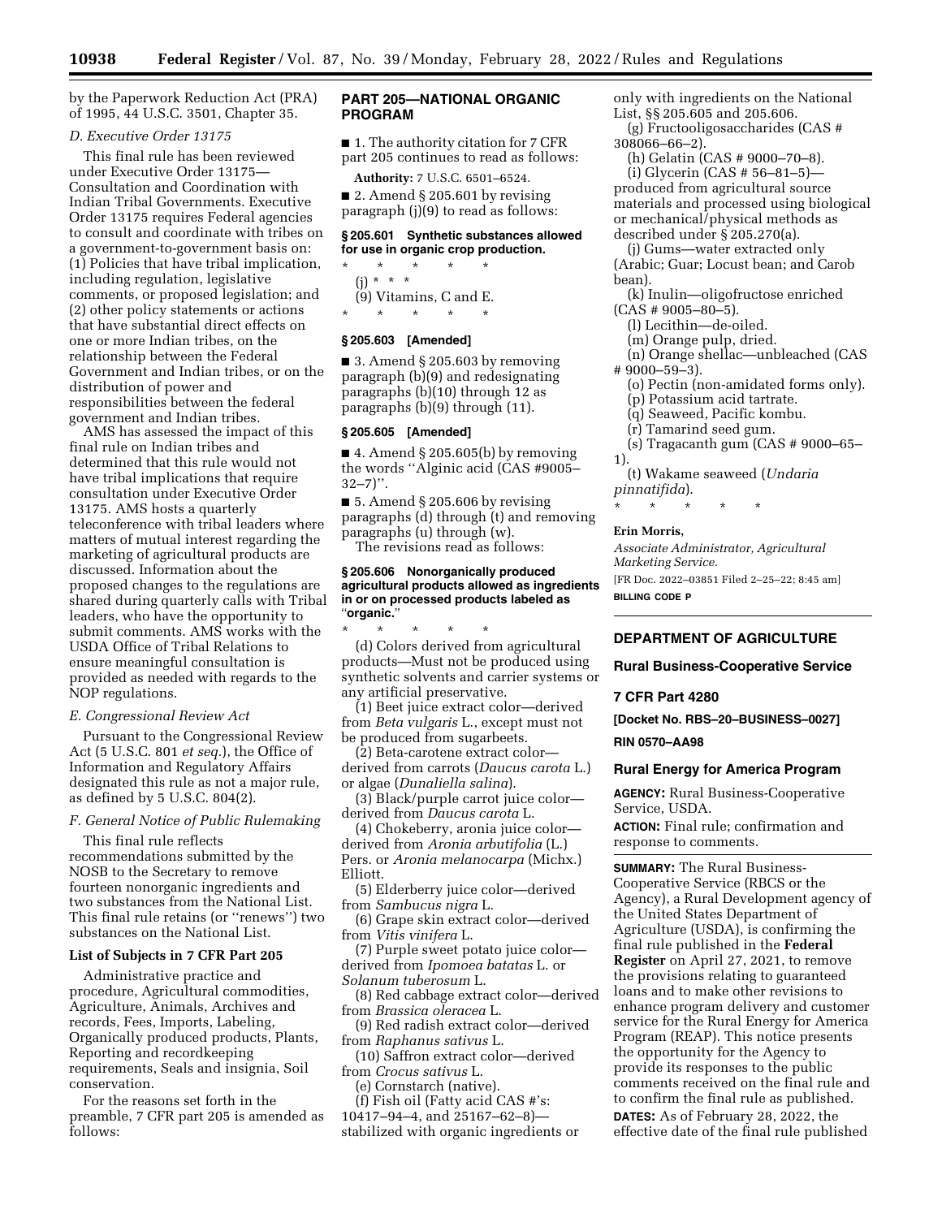by the Paperwork Reduction Act (PRA) of 1995, 44 U.S.C. 3501, Chapter 35.

*D. Executive Order 13175*

This final rule has been reviewed under Executive Order 13175—Consultation and Coordination with Indian Tribal Governments. Executive Order 13175 requires Federal agencies to consult and coordinate with tribes on a government-to-government basis on: (1) Policies that have tribal implication, including regulation, legislative comments, or proposed legislation; and (2) other policy statements or actions that have substantial direct effects on one or more Indian tribes, on the relationship between the Federal Government and Indian tribes, or on the distribution of power and responsibilities between the federal government and Indian tribes.

AMS has assessed the impact of this final rule on Indian tribes and determined that this rule would not have tribal implications that require consultation under Executive Order 13175. AMS hosts a quarterly teleconference with tribal leaders where matters of mutual interest regarding the marketing of agricultural products are discussed. Information about the proposed changes to the regulations are shared during quarterly calls with Tribal leaders, who have the opportunity to submit comments. AMS works with the USDA Office of Tribal Relations to ensure meaningful consultation is provided as needed with regards to the NOP regulations.

*E. Congressional Review Act*

Pursuant to the Congressional Review Act (5 U.S.C. 801 *et seq.*), the Office of Information and Regulatory Affairs designated this rule as not a major rule, as defined by 5 U.S.C. 804(2).

*F. General Notice of Public Rulemaking*

This final rule reflects recommendations submitted by the NOSB to the Secretary to remove fourteen nonorganic ingredients and two substances from the National List. This final rule retains (or ''renews'') two substances on the National List.

**List of Subjects in 7 CFR Part 205**

Administrative practice and procedure, Agricultural commodities, Agriculture, Animals, Archives and records, Fees, Imports, Labeling, Organically produced products, Plants, Reporting and recordkeeping requirements, Seals and insignia, Soil conservation.

For the reasons set forth in the preamble, 7 CFR part 205 is amended as follows:

**PART 205—NATIONAL ORGANIC PROGRAM**

■ 1. The authority citation for 7 CFR part 205 continues to read as follows:

**Authority:** 7 U.S.C. 6501–6524.

■ 2. Amend § 205.601 by revising paragraph (j)(9) to read as follows:

**§ 205.601 Synthetic substances allowed for use in organic crop production.**

\* \* \* \* \*

(j) \* \* \*

(9) Vitamins, C and E.

\* \* \* \* \*

**§ 205.603 [Amended]**

■ 3. Amend § 205.603 by removing paragraph (b)(9) and redesignating paragraphs (b)(10) through 12 as paragraphs (b)(9) through (11).

**§ 205.605 [Amended]**

■ 4. Amend § 205.605(b) by removing the words ''Alginic acid (CAS #9005–32–7)''.

■ 5. Amend § 205.606 by revising paragraphs (d) through (t) and removing paragraphs (u) through (w).

The revisions read as follows:

**§ 205.606 Nonorganically produced agricultural products allowed as ingredients in or on processed products labeled as ''organic.''**

\* \* \* \* \*

(d) Colors derived from agricultural products—Must not be produced using synthetic solvents and carrier systems or any artificial preservative.

(1) Beet juice extract color—derived from *Beta vulgaris* L., except must not be produced from sugarbeets.

(2) Beta-carotene extract color—derived from carrots (*Daucus carota* L.) or algae (*Dunaliella salina*).

(3) Black/purple carrot juice color—derived from *Daucus carota* L.

(4) Chokeberry, aronia juice color—derived from *Aronia arbutifolia* (L.) Pers. or *Aronia melanocarpa* (Michx.) Elliott.

(5) Elderberry juice color—derived from *Sambucus nigra* L.

(6) Grape skin extract color—derived from *Vitis vinifera* L.

(7) Purple sweet potato juice color—derived from *Ipomoea batatas* L. or *Solanum tuberosum* L.

(8) Red cabbage extract color—derived from *Brassica oleracea* L.

(9) Red radish extract color—derived from *Raphanus sativus* L.

(10) Saffron extract color—derived from *Crocus sativus* L.

(e) Cornstarch (native).

(f) Fish oil (Fatty acid CAS #'s: 10417–94–4, and 25167–62–8)—stabilized with organic ingredients or only with ingredients on the National List, §§ 205.605 and 205.606.

(g) Fructooligosaccharides (CAS # 308066–66–2).

(h) Gelatin (CAS # 9000–70–8).

(i) Glycerin (CAS # 56–81–5)—produced from agricultural source materials and processed using biological or mechanical/physical methods as described under § 205.270(a).

(j) Gums—water extracted only (Arabic; Guar; Locust bean; and Carob bean).

(k) Inulin—oligofructose enriched (CAS # 9005–80–5).

(l) Lecithin—de-oiled.

(m) Orange pulp, dried.

(n) Orange shellac—unbleached (CAS # 9000–59–3).

(o) Pectin (non-amidated forms only).

(p) Potassium acid tartrate.

(q) Seaweed, Pacific kombu.

(r) Tamarind seed gum.

(s) Tragacanth gum (CAS # 9000–65–1).

(t) Wakame seaweed (*Undaria pinnatifida*).

\* \* \* \* \*

**Erin Morris,**

*Associate Administrator, Agricultural Marketing Service.*

[FR Doc. 2022–03851 Filed 2–25–22; 8:45 am]

**BILLING CODE P**

---

**DEPARTMENT OF AGRICULTURE**

**Rural Business-Cooperative Service**

**7 CFR Part 4280**

**[Docket No. RBS–20–BUSINESS–0027]**

**RIN 0570–AA98**

## Rural Energy for America Program

**AGENCY:** Rural Business-Cooperative Service, USDA.

**ACTION:** Final rule; confirmation and response to comments.

**SUMMARY:** The Rural Business-Cooperative Service (RBCS or the Agency), a Rural Development agency of the United States Department of Agriculture (USDA), is confirming the final rule published in the **Federal Register** on April 27, 2021, to remove the provisions relating to guaranteed loans and to make other revisions to enhance program delivery and customer service for the Rural Energy for America Program (REAP). This notice presents the opportunity for the Agency to provide its responses to the public comments received on the final rule and to confirm the final rule as published.

**DATES:** As of February 28, 2022, the effective date of the final rule published